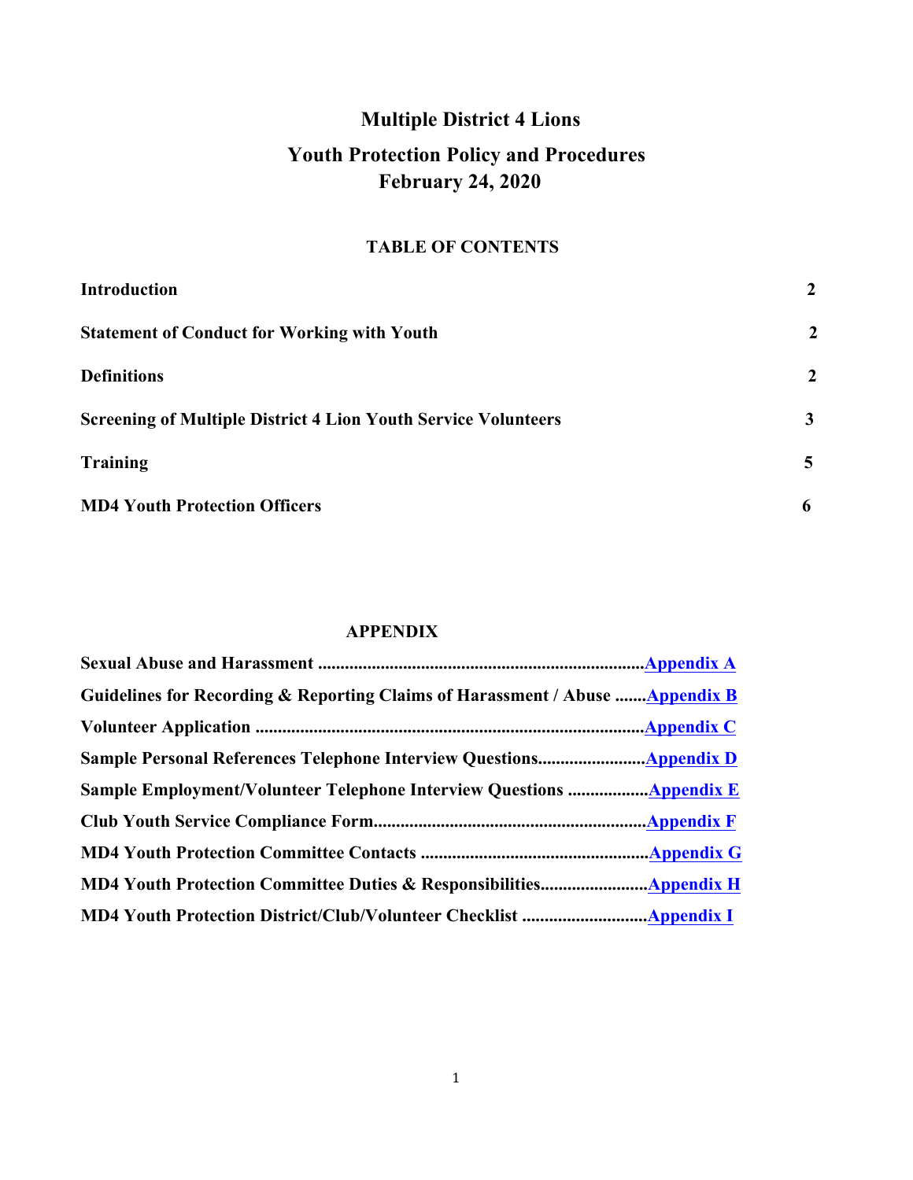# Multiple District 4 Lions

## Youth Protection Policy and Procedures
## February 24, 2020

### TABLE OF CONTENTS

| | |
|---|---|
| **Introduction** | **2** |
| **Statement of Conduct for Working with Youth** | **2** |
| **Definitions** | **2** |
| **Screening of Multiple District 4 Lion Youth Service Volunteers** | **3** |
| **Training** | **5** |
| **MD4 Youth Protection Officers** | **6** |

### APPENDIX

**Sexual Abuse and Harassment .........................................................................Appendix A**

**Guidelines for Recording & Reporting Claims of Harassment / Abuse .......Appendix B**

**Volunteer Application ......................................................................................Appendix C**

**Sample Personal References Telephone Interview Questions........................Appendix D**

**Sample Employment/Volunteer Telephone Interview Questions ..................Appendix E**

**Club Youth Service Compliance Form.............................................................Appendix F**

**MD4 Youth Protection Committee Contacts ...................................................Appendix G**

**MD4 Youth Protection Committee Duties & Responsibilities........................Appendix H**

**MD4 Youth Protection District/Club/Volunteer Checklist ............................Appendix I**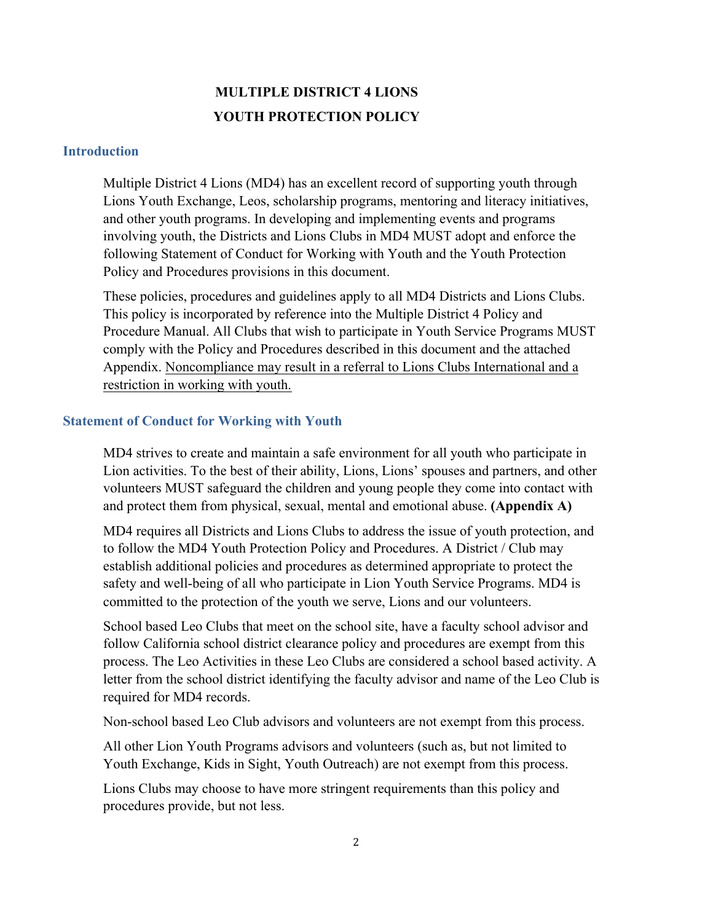# MULTIPLE DISTRICT 4 LIONS
# YOUTH PROTECTION POLICY

## Introduction

Multiple District 4 Lions (MD4) has an excellent record of supporting youth through Lions Youth Exchange, Leos, scholarship programs, mentoring and literacy initiatives, and other youth programs. In developing and implementing events and programs involving youth, the Districts and Lions Clubs in MD4 MUST adopt and enforce the following Statement of Conduct for Working with Youth and the Youth Protection Policy and Procedures provisions in this document.

These policies, procedures and guidelines apply to all MD4 Districts and Lions Clubs. This policy is incorporated by reference into the Multiple District 4 Policy and Procedure Manual. All Clubs that wish to participate in Youth Service Programs MUST comply with the Policy and Procedures described in this document and the attached Appendix. <u>Noncompliance may result in a referral to Lions Clubs International and a restriction in working with youth.</u>

## Statement of Conduct for Working with Youth

MD4 strives to create and maintain a safe environment for all youth who participate in Lion activities. To the best of their ability, Lions, Lions' spouses and partners, and other volunteers MUST safeguard the children and young people they come into contact with and protect them from physical, sexual, mental and emotional abuse. **(Appendix A)**

MD4 requires all Districts and Lions Clubs to address the issue of youth protection, and to follow the MD4 Youth Protection Policy and Procedures. A District / Club may establish additional policies and procedures as determined appropriate to protect the safety and well-being of all who participate in Lion Youth Service Programs. MD4 is committed to the protection of the youth we serve, Lions and our volunteers.

School based Leo Clubs that meet on the school site, have a faculty school advisor and follow California school district clearance policy and procedures are exempt from this process. The Leo Activities in these Leo Clubs are considered a school based activity. A letter from the school district identifying the faculty advisor and name of the Leo Club is required for MD4 records.

Non-school based Leo Club advisors and volunteers are not exempt from this process.

All other Lion Youth Programs advisors and volunteers (such as, but not limited to Youth Exchange, Kids in Sight, Youth Outreach) are not exempt from this process.

Lions Clubs may choose to have more stringent requirements than this policy and procedures provide, but not less.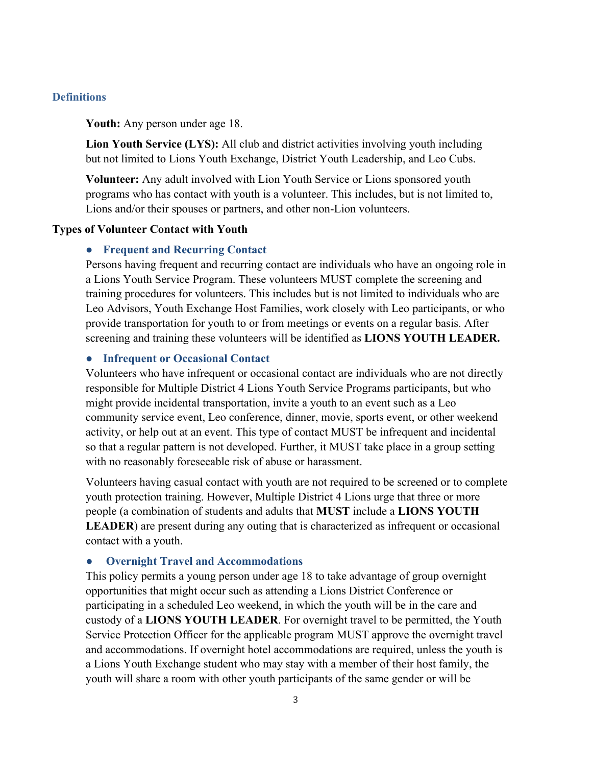## Definitions

**Youth:** Any person under age 18.

**Lion Youth Service (LYS):** All club and district activities involving youth including but not limited to Lions Youth Exchange, District Youth Leadership, and Leo Cubs.

**Volunteer:** Any adult involved with Lion Youth Service or Lions sponsored youth programs who has contact with youth is a volunteer. This includes, but is not limited to, Lions and/or their spouses or partners, and other non-Lion volunteers.

**Types of Volunteer Contact with Youth**

- **Frequent and Recurring Contact**
  Persons having frequent and recurring contact are individuals who have an ongoing role in a Lions Youth Service Program. These volunteers MUST complete the screening and training procedures for volunteers. This includes but is not limited to individuals who are Leo Advisors, Youth Exchange Host Families, work closely with Leo participants, or who provide transportation for youth to or from meetings or events on a regular basis. After screening and training these volunteers will be identified as **LIONS YOUTH LEADER.**

- **Infrequent or Occasional Contact**
  Volunteers who have infrequent or occasional contact are individuals who are not directly responsible for Multiple District 4 Lions Youth Service Programs participants, but who might provide incidental transportation, invite a youth to an event such as a Leo community service event, Leo conference, dinner, movie, sports event, or other weekend activity, or help out at an event. This type of contact MUST be infrequent and incidental so that a regular pattern is not developed. Further, it MUST take place in a group setting with no reasonably foreseeable risk of abuse or harassment.

  Volunteers having casual contact with youth are not required to be screened or to complete youth protection training. However, Multiple District 4 Lions urge that three or more people (a combination of students and adults that **MUST** include a **LIONS YOUTH LEADER**) are present during any outing that is characterized as infrequent or occasional contact with a youth.

- **Overnight Travel and Accommodations**
  This policy permits a young person under age 18 to take advantage of group overnight opportunities that might occur such as attending a Lions District Conference or participating in a scheduled Leo weekend, in which the youth will be in the care and custody of a **LIONS YOUTH LEADER**. For overnight travel to be permitted, the Youth Service Protection Officer for the applicable program MUST approve the overnight travel and accommodations. If overnight hotel accommodations are required, unless the youth is a Lions Youth Exchange student who may stay with a member of their host family, the youth will share a room with other youth participants of the same gender or will be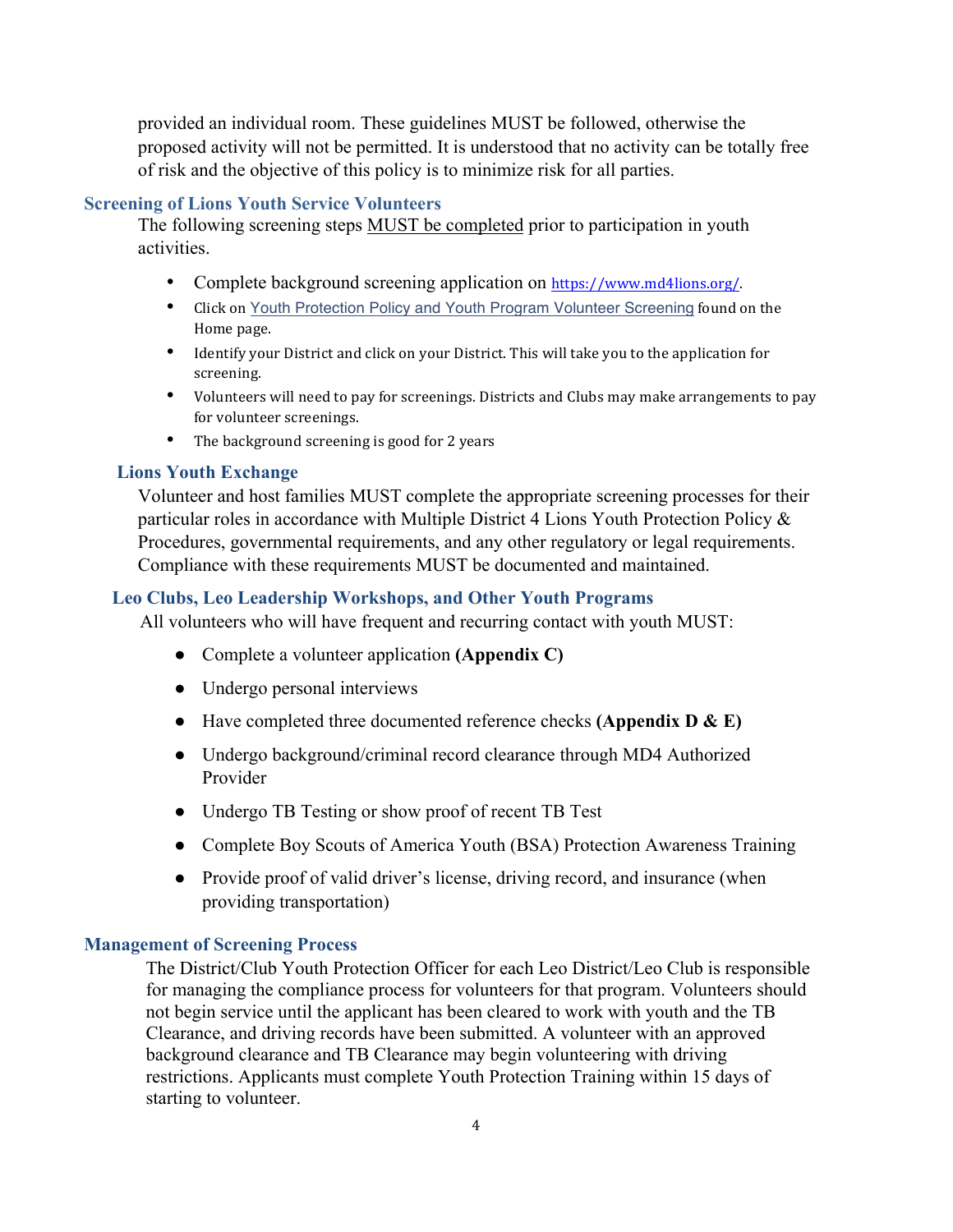provided an individual room. These guidelines MUST be followed, otherwise the proposed activity will not be permitted. It is understood that no activity can be totally free of risk and the objective of this policy is to minimize risk for all parties.

### Screening of Lions Youth Service Volunteers

The following screening steps MUST be completed prior to participation in youth activities.

- Complete background screening application on https://www.md4lions.org/.
- Click on Youth Protection Policy and Youth Program Volunteer Screening found on the Home page.
- Identify your District and click on your District. This will take you to the application for screening.
- Volunteers will need to pay for screenings. Districts and Clubs may make arrangements to pay for volunteer screenings.
- The background screening is good for 2 years

### Lions Youth Exchange

Volunteer and host families MUST complete the appropriate screening processes for their particular roles in accordance with Multiple District 4 Lions Youth Protection Policy & Procedures, governmental requirements, and any other regulatory or legal requirements. Compliance with these requirements MUST be documented and maintained.

### Leo Clubs, Leo Leadership Workshops, and Other Youth Programs

All volunteers who will have frequent and recurring contact with youth MUST:

- Complete a volunteer application **(Appendix C)**
- Undergo personal interviews
- Have completed three documented reference checks **(Appendix D & E)**
- Undergo background/criminal record clearance through MD4 Authorized Provider
- Undergo TB Testing or show proof of recent TB Test
- Complete Boy Scouts of America Youth (BSA) Protection Awareness Training
- Provide proof of valid driver's license, driving record, and insurance (when providing transportation)

### Management of Screening Process

The District/Club Youth Protection Officer for each Leo District/Leo Club is responsible for managing the compliance process for volunteers for that program. Volunteers should not begin service until the applicant has been cleared to work with youth and the TB Clearance, and driving records have been submitted. A volunteer with an approved background clearance and TB Clearance may begin volunteering with driving restrictions. Applicants must complete Youth Protection Training within 15 days of starting to volunteer.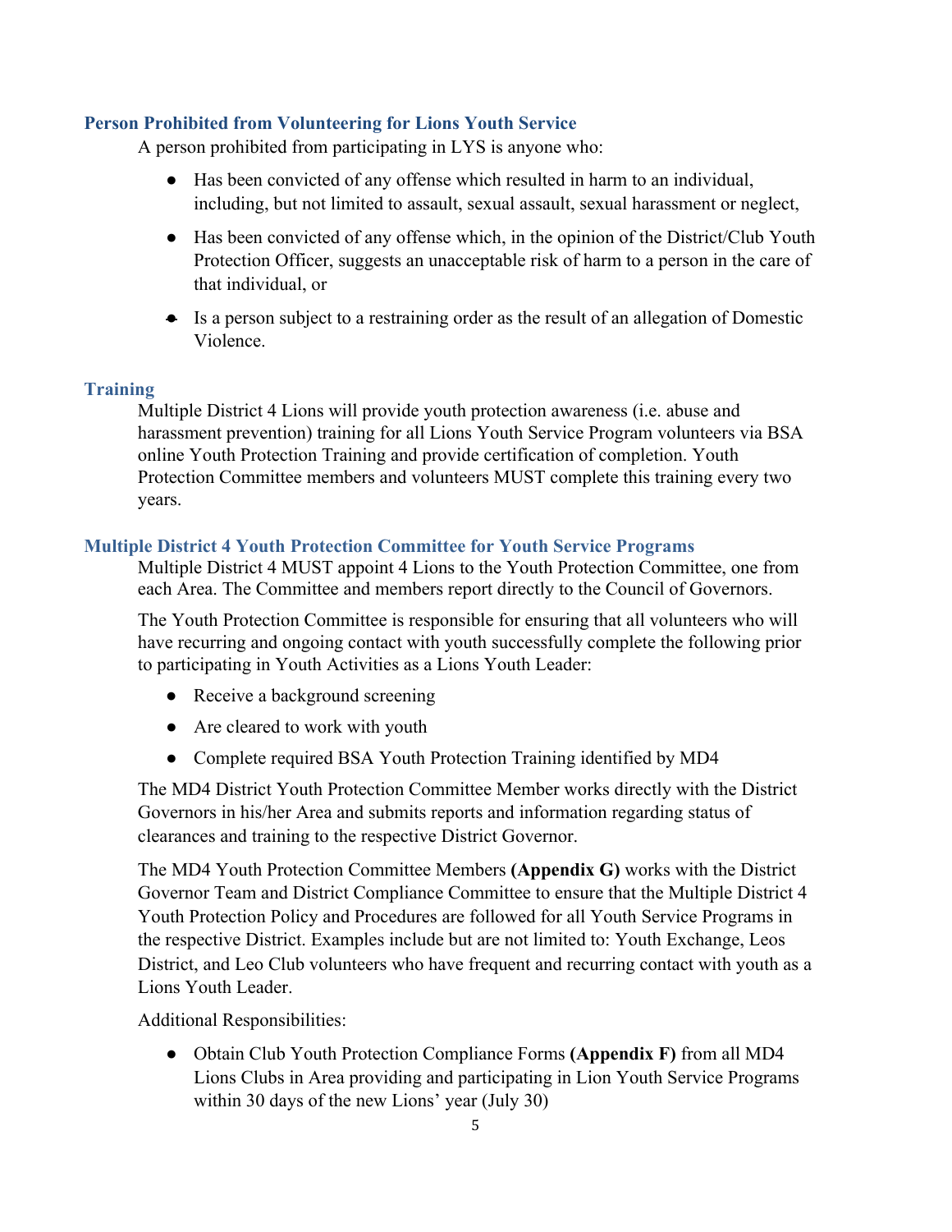### Person Prohibited from Volunteering for Lions Youth Service

A person prohibited from participating in LYS is anyone who:

- Has been convicted of any offense which resulted in harm to an individual, including, but not limited to assault, sexual assault, sexual harassment or neglect,
- Has been convicted of any offense which, in the opinion of the District/Club Youth Protection Officer, suggests an unacceptable risk of harm to a person in the care of that individual, or
- Is a person subject to a restraining order as the result of an allegation of Domestic Violence.

### Training

Multiple District 4 Lions will provide youth protection awareness (i.e. abuse and harassment prevention) training for all Lions Youth Service Program volunteers via BSA online Youth Protection Training and provide certification of completion. Youth Protection Committee members and volunteers MUST complete this training every two years.

### Multiple District 4 Youth Protection Committee for Youth Service Programs

Multiple District 4 MUST appoint 4 Lions to the Youth Protection Committee, one from each Area. The Committee and members report directly to the Council of Governors.

The Youth Protection Committee is responsible for ensuring that all volunteers who will have recurring and ongoing contact with youth successfully complete the following prior to participating in Youth Activities as a Lions Youth Leader:

- Receive a background screening
- Are cleared to work with youth
- Complete required BSA Youth Protection Training identified by MD4

The MD4 District Youth Protection Committee Member works directly with the District Governors in his/her Area and submits reports and information regarding status of clearances and training to the respective District Governor.

The MD4 Youth Protection Committee Members **(Appendix G)** works with the District Governor Team and District Compliance Committee to ensure that the Multiple District 4 Youth Protection Policy and Procedures are followed for all Youth Service Programs in the respective District. Examples include but are not limited to: Youth Exchange, Leos District, and Leo Club volunteers who have frequent and recurring contact with youth as a Lions Youth Leader.

Additional Responsibilities:

- Obtain Club Youth Protection Compliance Forms **(Appendix F)** from all MD4 Lions Clubs in Area providing and participating in Lion Youth Service Programs within 30 days of the new Lions' year (July 30)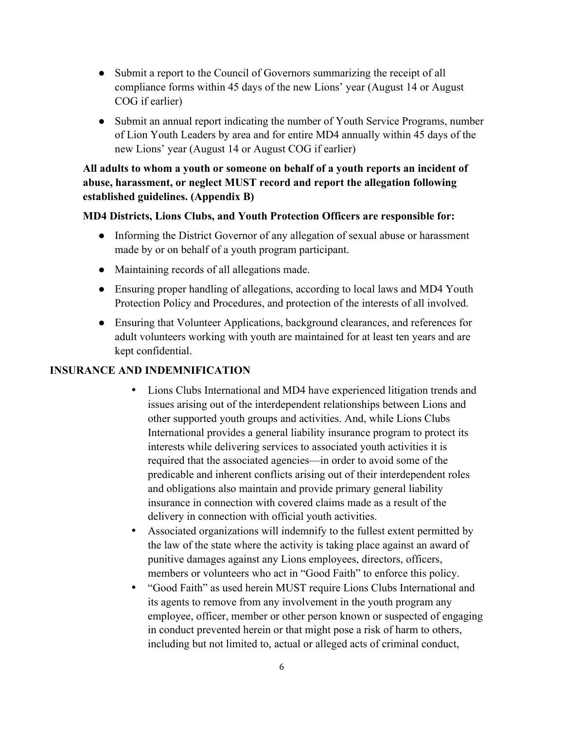- Submit a report to the Council of Governors summarizing the receipt of all compliance forms within 45 days of the new Lions' year (August 14 or August COG if earlier)
- Submit an annual report indicating the number of Youth Service Programs, number of Lion Youth Leaders by area and for entire MD4 annually within 45 days of the new Lions' year (August 14 or August COG if earlier)

**All adults to whom a youth or someone on behalf of a youth reports an incident of abuse, harassment, or neglect MUST record and report the allegation following established guidelines. (Appendix B)**

**MD4 Districts, Lions Clubs, and Youth Protection Officers are responsible for:**

- Informing the District Governor of any allegation of sexual abuse or harassment made by or on behalf of a youth program participant.
- Maintaining records of all allegations made.
- Ensuring proper handling of allegations, according to local laws and MD4 Youth Protection Policy and Procedures, and protection of the interests of all involved.
- Ensuring that Volunteer Applications, background clearances, and references for adult volunteers working with youth are maintained for at least ten years and are kept confidential.

**INSURANCE AND INDEMNIFICATION**

- Lions Clubs International and MD4 have experienced litigation trends and issues arising out of the interdependent relationships between Lions and other supported youth groups and activities. And, while Lions Clubs International provides a general liability insurance program to protect its interests while delivering services to associated youth activities it is required that the associated agencies—in order to avoid some of the predicable and inherent conflicts arising out of their interdependent roles and obligations also maintain and provide primary general liability insurance in connection with covered claims made as a result of the delivery in connection with official youth activities.
- Associated organizations will indemnify to the fullest extent permitted by the law of the state where the activity is taking place against an award of punitive damages against any Lions employees, directors, officers, members or volunteers who act in "Good Faith" to enforce this policy.
- "Good Faith" as used herein MUST require Lions Clubs International and its agents to remove from any involvement in the youth program any employee, officer, member or other person known or suspected of engaging in conduct prevented herein or that might pose a risk of harm to others, including but not limited to, actual or alleged acts of criminal conduct,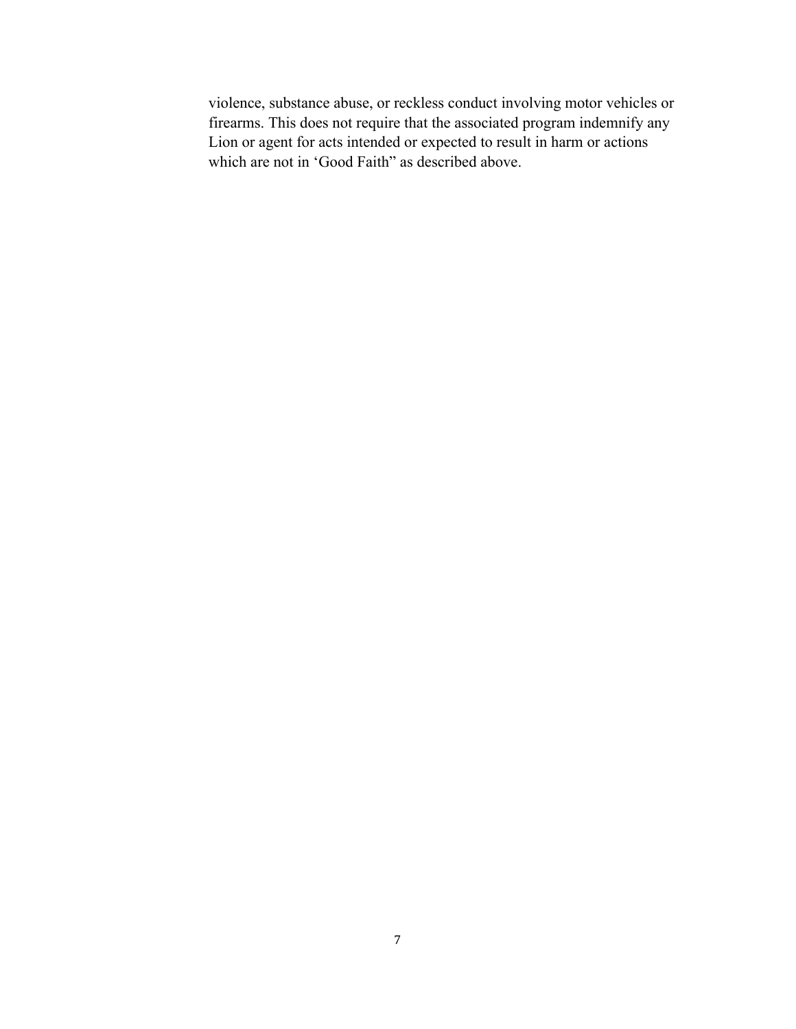violence, substance abuse, or reckless conduct involving motor vehicles or firearms. This does not require that the associated program indemnify any Lion or agent for acts intended or expected to result in harm or actions which are not in 'Good Faith" as described above.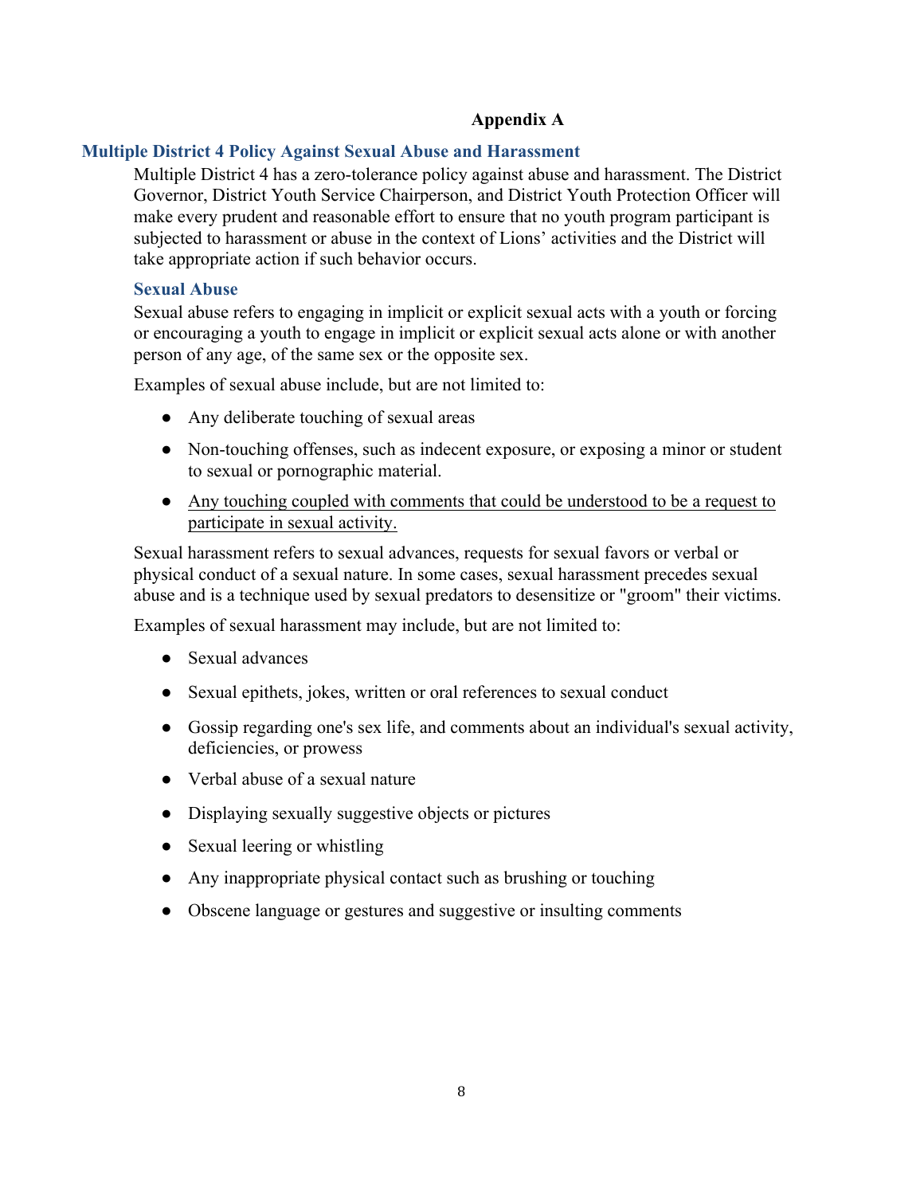**Appendix A**

## Multiple District 4 Policy Against Sexual Abuse and Harassment

Multiple District 4 has a zero-tolerance policy against abuse and harassment. The District Governor, District Youth Service Chairperson, and District Youth Protection Officer will make every prudent and reasonable effort to ensure that no youth program participant is subjected to harassment or abuse in the context of Lions' activities and the District will take appropriate action if such behavior occurs.

### Sexual Abuse

Sexual abuse refers to engaging in implicit or explicit sexual acts with a youth or forcing or encouraging a youth to engage in implicit or explicit sexual acts alone or with another person of any age, of the same sex or the opposite sex.

Examples of sexual abuse include, but are not limited to:

- Any deliberate touching of sexual areas
- Non-touching offenses, such as indecent exposure, or exposing a minor or student to sexual or pornographic material.
- <u>Any touching coupled with comments that could be understood to be a request to participate in sexual activity.</u>

Sexual harassment refers to sexual advances, requests for sexual favors or verbal or physical conduct of a sexual nature. In some cases, sexual harassment precedes sexual abuse and is a technique used by sexual predators to desensitize or "groom" their victims.

Examples of sexual harassment may include, but are not limited to:

- Sexual advances
- Sexual epithets, jokes, written or oral references to sexual conduct
- Gossip regarding one's sex life, and comments about an individual's sexual activity, deficiencies, or prowess
- Verbal abuse of a sexual nature
- Displaying sexually suggestive objects or pictures
- Sexual leering or whistling
- Any inappropriate physical contact such as brushing or touching
- Obscene language or gestures and suggestive or insulting comments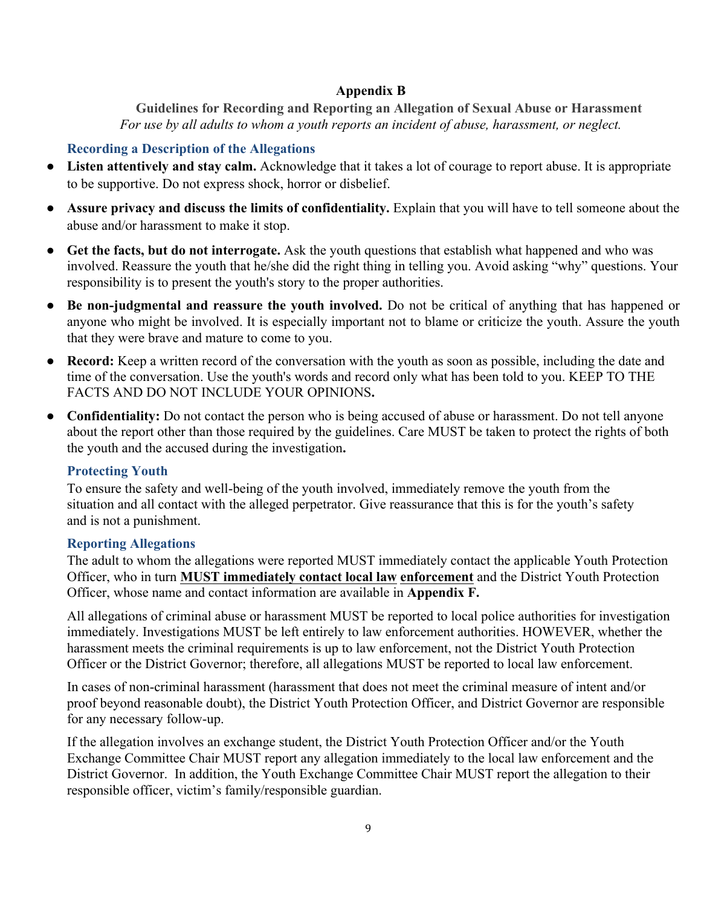# Appendix B

## Guidelines for Recording and Reporting an Allegation of Sexual Abuse or Harassment

*For use by all adults to whom a youth reports an incident of abuse, harassment, or neglect.*

### Recording a Description of the Allegations

- **Listen attentively and stay calm.** Acknowledge that it takes a lot of courage to report abuse. It is appropriate to be supportive. Do not express shock, horror or disbelief.
- **Assure privacy and discuss the limits of confidentiality.** Explain that you will have to tell someone about the abuse and/or harassment to make it stop.
- **Get the facts, but do not interrogate.** Ask the youth questions that establish what happened and who was involved. Reassure the youth that he/she did the right thing in telling you. Avoid asking "why" questions. Your responsibility is to present the youth's story to the proper authorities.
- **Be non-judgmental and reassure the youth involved.** Do not be critical of anything that has happened or anyone who might be involved. It is especially important not to blame or criticize the youth. Assure the youth that they were brave and mature to come to you.
- **Record:** Keep a written record of the conversation with the youth as soon as possible, including the date and time of the conversation. Use the youth's words and record only what has been told to you. KEEP TO THE FACTS AND DO NOT INCLUDE YOUR OPINIONS**.**
- **Confidentiality:** Do not contact the person who is being accused of abuse or harassment. Do not tell anyone about the report other than those required by the guidelines. Care MUST be taken to protect the rights of both the youth and the accused during the investigation**.**

### Protecting Youth

To ensure the safety and well-being of the youth involved, immediately remove the youth from the situation and all contact with the alleged perpetrator. Give reassurance that this is for the youth's safety and is not a punishment.

### Reporting Allegations

The adult to whom the allegations were reported MUST immediately contact the applicable Youth Protection Officer, who in turn **MUST immediately contact local law enforcement** and the District Youth Protection Officer, whose name and contact information are available in **Appendix F.**

All allegations of criminal abuse or harassment MUST be reported to local police authorities for investigation immediately. Investigations MUST be left entirely to law enforcement authorities. HOWEVER, whether the harassment meets the criminal requirements is up to law enforcement, not the District Youth Protection Officer or the District Governor; therefore, all allegations MUST be reported to local law enforcement.

In cases of non-criminal harassment (harassment that does not meet the criminal measure of intent and/or proof beyond reasonable doubt), the District Youth Protection Officer, and District Governor are responsible for any necessary follow-up.

If the allegation involves an exchange student, the District Youth Protection Officer and/or the Youth Exchange Committee Chair MUST report any allegation immediately to the local law enforcement and the District Governor. In addition, the Youth Exchange Committee Chair MUST report the allegation to their responsible officer, victim's family/responsible guardian.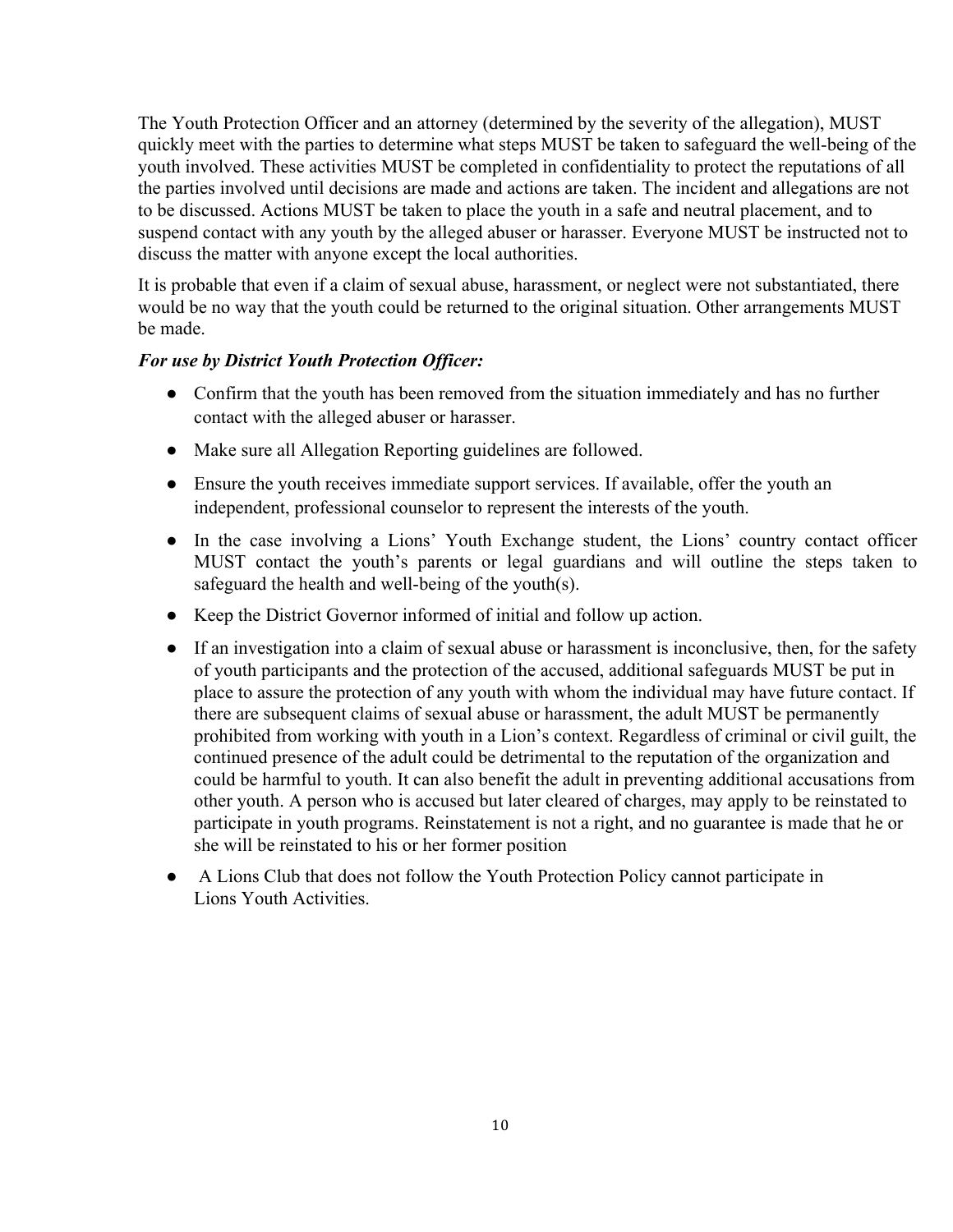The Youth Protection Officer and an attorney (determined by the severity of the allegation), MUST quickly meet with the parties to determine what steps MUST be taken to safeguard the well-being of the youth involved. These activities MUST be completed in confidentiality to protect the reputations of all the parties involved until decisions are made and actions are taken. The incident and allegations are not to be discussed. Actions MUST be taken to place the youth in a safe and neutral placement, and to suspend contact with any youth by the alleged abuser or harasser. Everyone MUST be instructed not to discuss the matter with anyone except the local authorities.

It is probable that even if a claim of sexual abuse, harassment, or neglect were not substantiated, there would be no way that the youth could be returned to the original situation. Other arrangements MUST be made.

***For use by District Youth Protection Officer:***

- Confirm that the youth has been removed from the situation immediately and has no further contact with the alleged abuser or harasser.
- Make sure all Allegation Reporting guidelines are followed.
- Ensure the youth receives immediate support services. If available, offer the youth an independent, professional counselor to represent the interests of the youth.
- In the case involving a Lions' Youth Exchange student, the Lions' country contact officer MUST contact the youth's parents or legal guardians and will outline the steps taken to safeguard the health and well-being of the youth(s).
- Keep the District Governor informed of initial and follow up action.
- If an investigation into a claim of sexual abuse or harassment is inconclusive, then, for the safety of youth participants and the protection of the accused, additional safeguards MUST be put in place to assure the protection of any youth with whom the individual may have future contact. If there are subsequent claims of sexual abuse or harassment, the adult MUST be permanently prohibited from working with youth in a Lion's context. Regardless of criminal or civil guilt, the continued presence of the adult could be detrimental to the reputation of the organization and could be harmful to youth. It can also benefit the adult in preventing additional accusations from other youth. A person who is accused but later cleared of charges, may apply to be reinstated to participate in youth programs. Reinstatement is not a right, and no guarantee is made that he or she will be reinstated to his or her former position
- A Lions Club that does not follow the Youth Protection Policy cannot participate in Lions Youth Activities.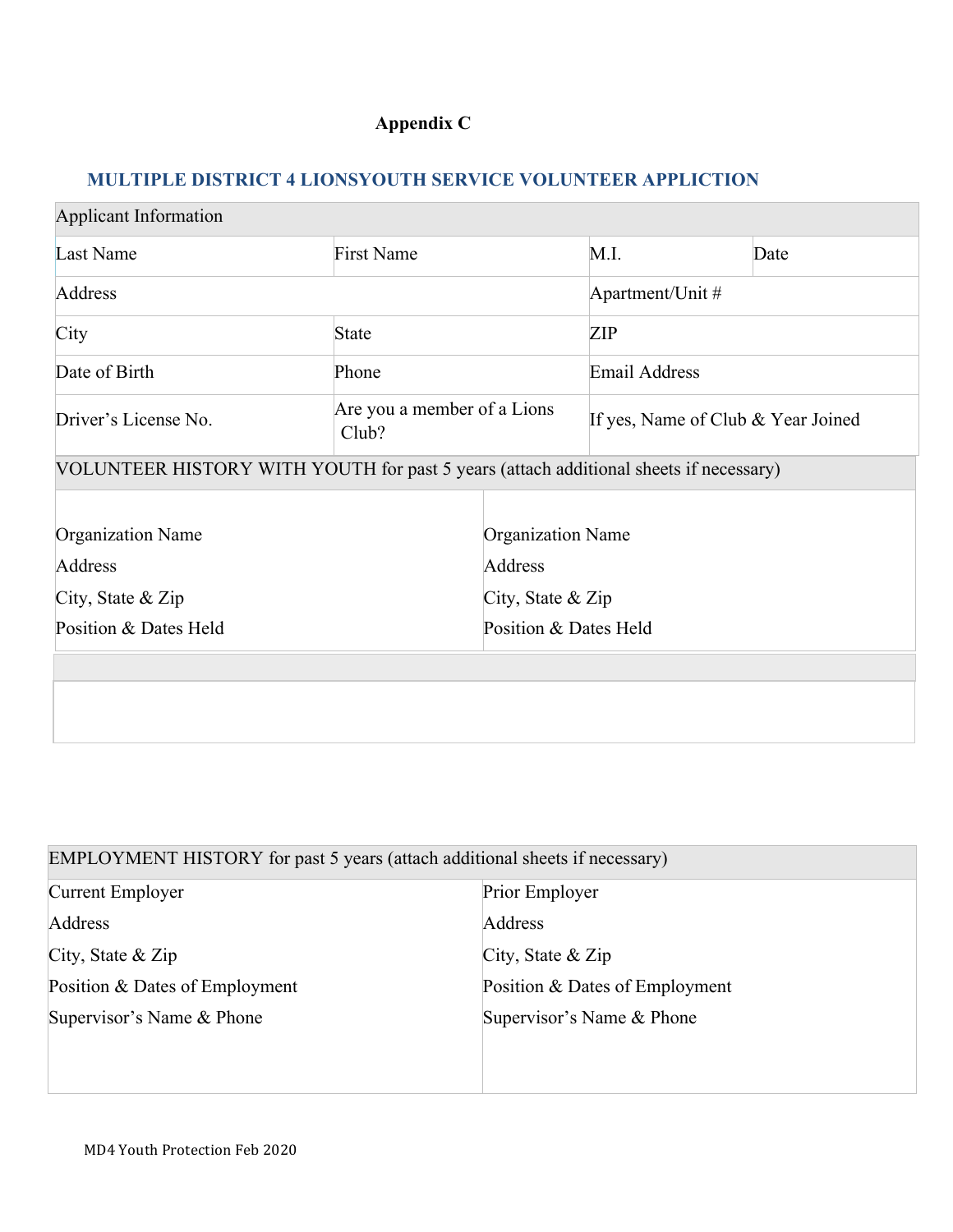**Appendix C**

## MULTIPLE DISTRICT 4 LIONSYOUTH SERVICE VOLUNTEER APPLICTION

| Applicant Information | | | |
|---|---|---|---|
| Last Name | First Name | M.I. | Date |
| Address | | Apartment/Unit # | |
| City | State | ZIP | |
| Date of Birth | Phone | Email Address | |
| Driver's License No. | Are you a member of a Lions Club? | If yes, Name of Club & Year Joined | |

| VOLUNTEER HISTORY WITH YOUTH for past 5 years (attach additional sheets if necessary) | |
|---|---|
| Organization Name<br>Address<br>City, State & Zip<br>Position & Dates Held | Organization Name<br>Address<br>City, State & Zip<br>Position & Dates Held |

| EMPLOYMENT HISTORY for past 5 years (attach additional sheets if necessary) | |
|---|---|
| Current Employer<br>Address<br>City, State & Zip<br>Position & Dates of Employment<br>Supervisor's Name & Phone | Prior Employer<br>Address<br>City, State & Zip<br>Position & Dates of Employment<br>Supervisor's Name & Phone |

MD4 Youth Protection Feb 2020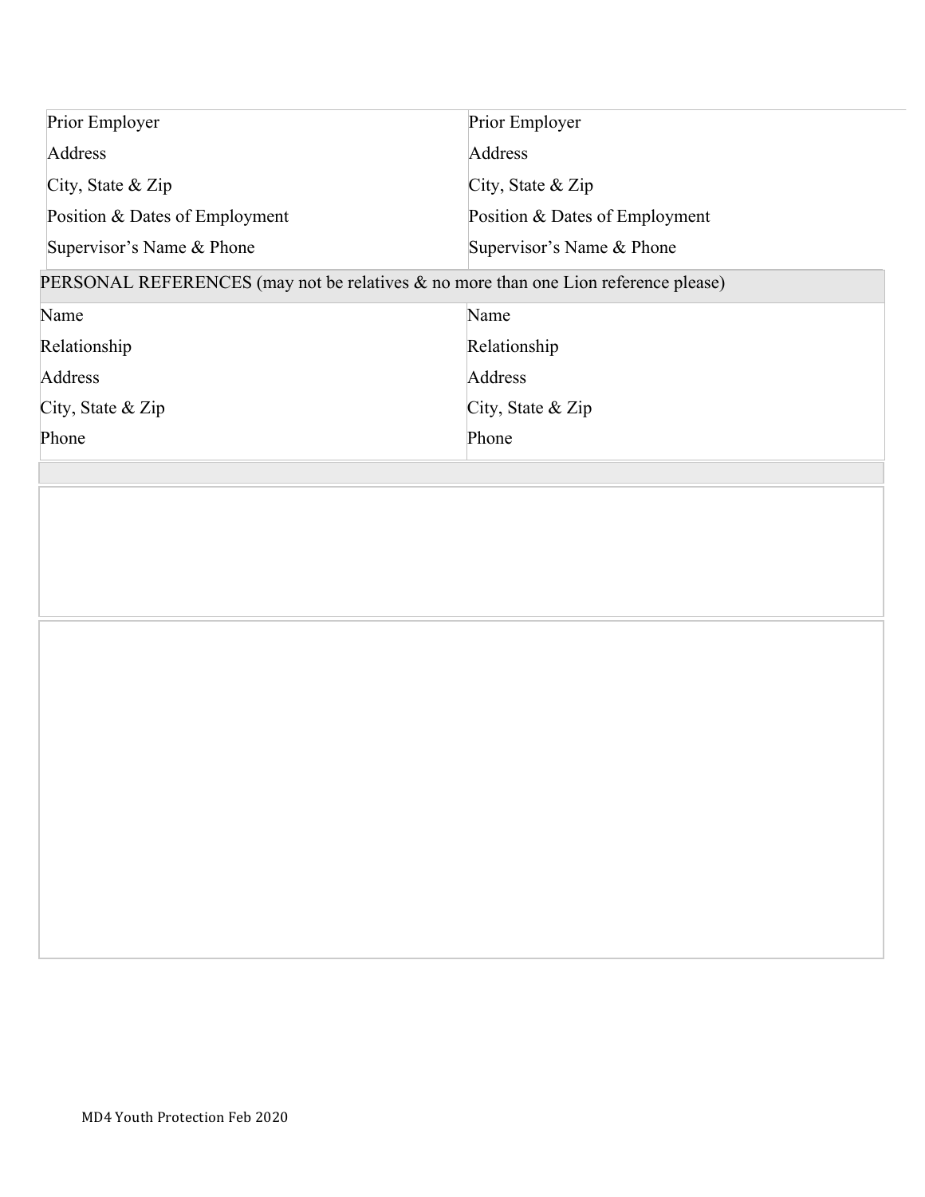| Prior Employer | Prior Employer |
| --- | --- |
| Address | Address |
| City, State & Zip | City, State & Zip |
| Position & Dates of Employment | Position & Dates of Employment |
| Supervisor's Name & Phone | Supervisor's Name & Phone |

| PERSONAL REFERENCES (may not be relatives & no more than one Lion reference please) | |
| --- | --- |
| Name | Name |
| Relationship | Relationship |
| Address | Address |
| City, State & Zip | City, State & Zip |
| Phone | Phone |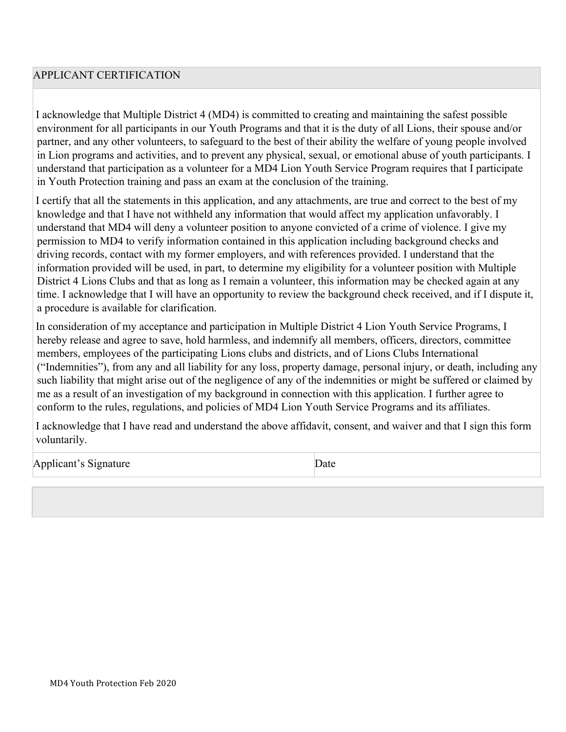## APPLICANT CERTIFICATION

I acknowledge that Multiple District 4 (MD4) is committed to creating and maintaining the safest possible environment for all participants in our Youth Programs and that it is the duty of all Lions, their spouse and/or partner, and any other volunteers, to safeguard to the best of their ability the welfare of young people involved in Lion programs and activities, and to prevent any physical, sexual, or emotional abuse of youth participants. I understand that participation as a volunteer for a MD4 Lion Youth Service Program requires that I participate in Youth Protection training and pass an exam at the conclusion of the training.

I certify that all the statements in this application, and any attachments, are true and correct to the best of my knowledge and that I have not withheld any information that would affect my application unfavorably. I understand that MD4 will deny a volunteer position to anyone convicted of a crime of violence. I give my permission to MD4 to verify information contained in this application including background checks and driving records, contact with my former employers, and with references provided. I understand that the information provided will be used, in part, to determine my eligibility for a volunteer position with Multiple District 4 Lions Clubs and that as long as I remain a volunteer, this information may be checked again at any time. I acknowledge that I will have an opportunity to review the background check received, and if I dispute it, a procedure is available for clarification.

In consideration of my acceptance and participation in Multiple District 4 Lion Youth Service Programs, I hereby release and agree to save, hold harmless, and indemnify all members, officers, directors, committee members, employees of the participating Lions clubs and districts, and of Lions Clubs International ("Indemnities"), from any and all liability for any loss, property damage, personal injury, or death, including any such liability that might arise out of the negligence of any of the indemnities or might be suffered or claimed by me as a result of an investigation of my background in connection with this application. I further agree to conform to the rules, regulations, and policies of MD4 Lion Youth Service Programs and its affiliates.

I acknowledge that I have read and understand the above affidavit, consent, and waiver and that I sign this form voluntarily.

| Applicant's Signature | Date |
| --- | --- |

MD4 Youth Protection Feb 2020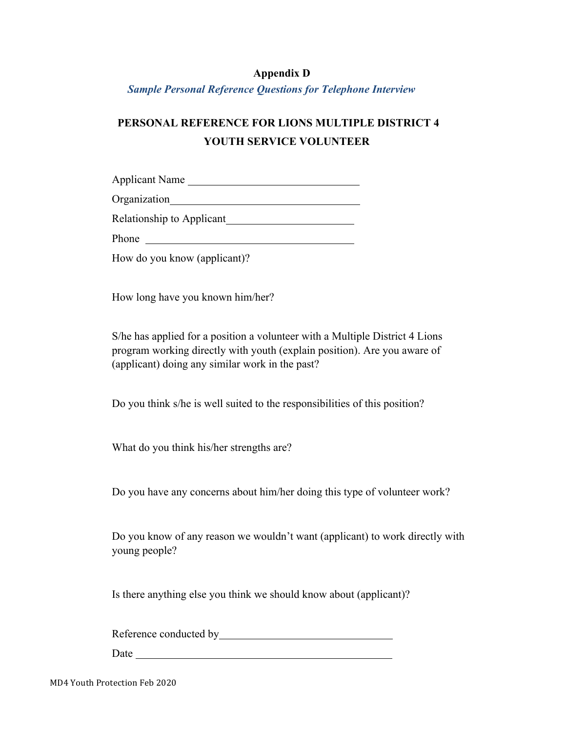**Appendix D**

*Sample Personal Reference Questions for Telephone Interview*

## PERSONAL REFERENCE FOR LIONS MULTIPLE DISTRICT 4 YOUTH SERVICE VOLUNTEER

Applicant Name ______________________________

Organization_________________________________

Relationship to Applicant______________________

Phone _____________________________________

How do you know (applicant)?

How long have you known him/her?

S/he has applied for a position a volunteer with a Multiple District 4 Lions program working directly with youth (explain position). Are you aware of (applicant) doing any similar work in the past?

Do you think s/he is well suited to the responsibilities of this position?

What do you think his/her strengths are?

Do you have any concerns about him/her doing this type of volunteer work?

Do you know of any reason we wouldn't want (applicant) to work directly with young people?

Is there anything else you think we should know about (applicant)?

Reference conducted by_______________________________

Date __________________________________________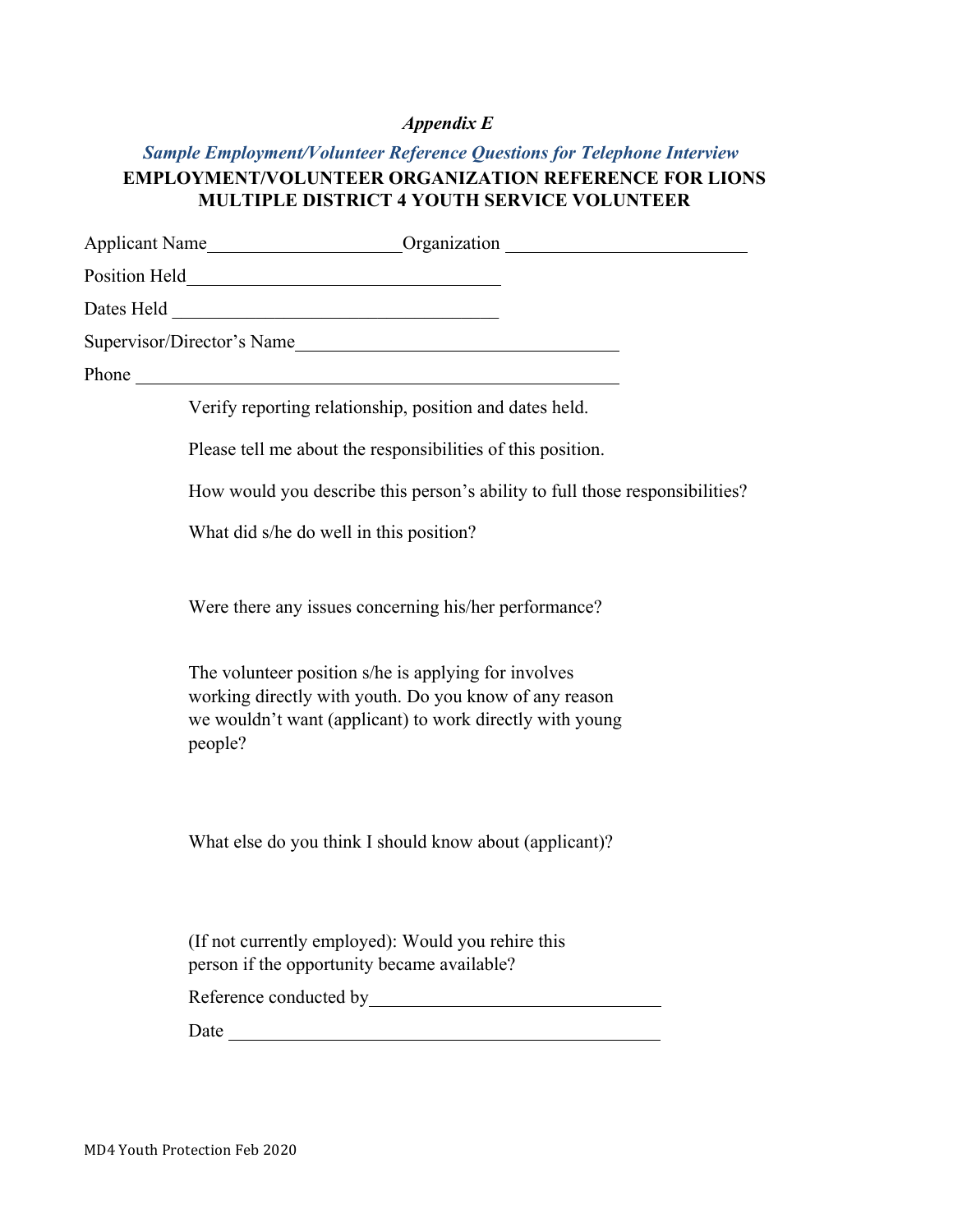*Appendix E*

*Sample Employment/Volunteer Reference Questions for Telephone Interview*

**EMPLOYMENT/VOLUNTEER ORGANIZATION REFERENCE FOR LIONS MULTIPLE DISTRICT 4 YOUTH SERVICE VOLUNTEER**

Applicant Name\_\_\_\_\_\_\_\_\_\_\_\_\_\_\_\_\_\_\_\_ Organization \_\_\_\_\_\_\_\_\_\_\_\_\_\_\_\_\_\_\_\_\_\_\_\_\_

Position Held\_\_\_\_\_\_\_\_\_\_\_\_\_\_\_\_\_\_\_\_\_\_\_\_\_\_\_\_\_\_\_\_

Dates Held \_\_\_\_\_\_\_\_\_\_\_\_\_\_\_\_\_\_\_\_\_\_\_\_\_\_\_\_\_\_\_\_\_

Supervisor/Director's Name\_\_\_\_\_\_\_\_\_\_\_\_\_\_\_\_\_\_\_\_\_\_\_\_\_\_\_\_\_\_\_\_\_\_

Phone \_\_\_\_\_\_\_\_\_\_\_\_\_\_\_\_\_\_\_\_\_\_\_\_\_\_\_\_\_\_\_\_\_\_\_\_\_\_\_\_\_\_\_\_\_\_\_\_\_

Verify reporting relationship, position and dates held.

Please tell me about the responsibilities of this position.

How would you describe this person's ability to full those responsibilities?

What did s/he do well in this position?

Were there any issues concerning his/her performance?

The volunteer position s/he is applying for involves working directly with youth. Do you know of any reason we wouldn't want (applicant) to work directly with young people?

What else do you think I should know about (applicant)?

(If not currently employed): Would you rehire this person if the opportunity became available?

Reference conducted by\_\_\_\_\_\_\_\_\_\_\_\_\_\_\_\_\_\_\_\_\_\_\_\_\_\_\_\_\_\_\_\_

Date \_\_\_\_\_\_\_\_\_\_\_\_\_\_\_\_\_\_\_\_\_\_\_\_\_\_\_\_\_\_\_\_\_\_\_\_\_\_\_\_\_\_\_\_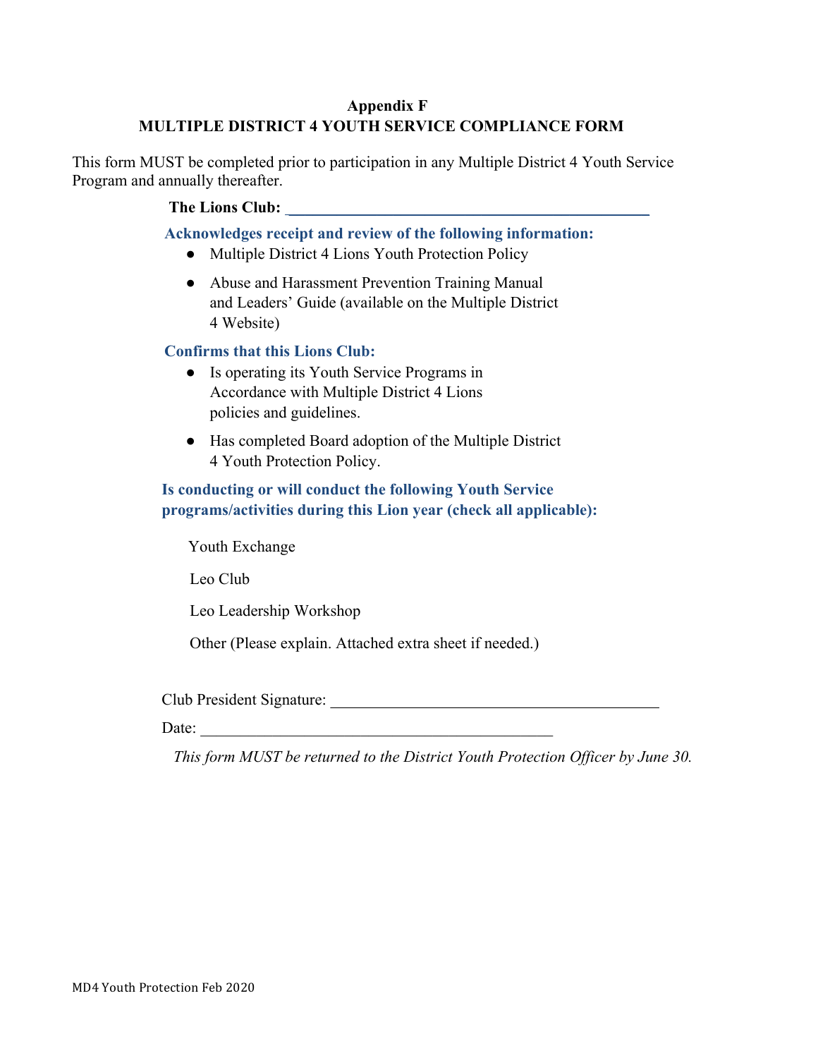**Appendix F**

**MULTIPLE DISTRICT 4 YOUTH SERVICE COMPLIANCE FORM**

This form MUST be completed prior to participation in any Multiple District 4 Youth Service Program and annually thereafter.

**The Lions Club: _____________________________________________**

**Acknowledges receipt and review of the following information:**

- Multiple District 4 Lions Youth Protection Policy
- Abuse and Harassment Prevention Training Manual and Leaders' Guide (available on the Multiple District 4 Website)

**Confirms that this Lions Club:**

- Is operating its Youth Service Programs in Accordance with Multiple District 4 Lions policies and guidelines.
- Has completed Board adoption of the Multiple District 4 Youth Protection Policy.

**Is conducting or will conduct the following Youth Service programs/activities during this Lion year (check all applicable):**

Youth Exchange

Leo Club

Leo Leadership Workshop

Other (Please explain. Attached extra sheet if needed.)

Club President Signature: _________________________________________

Date: ____________________________________________

*This form MUST be returned to the District Youth Protection Officer by June 30.*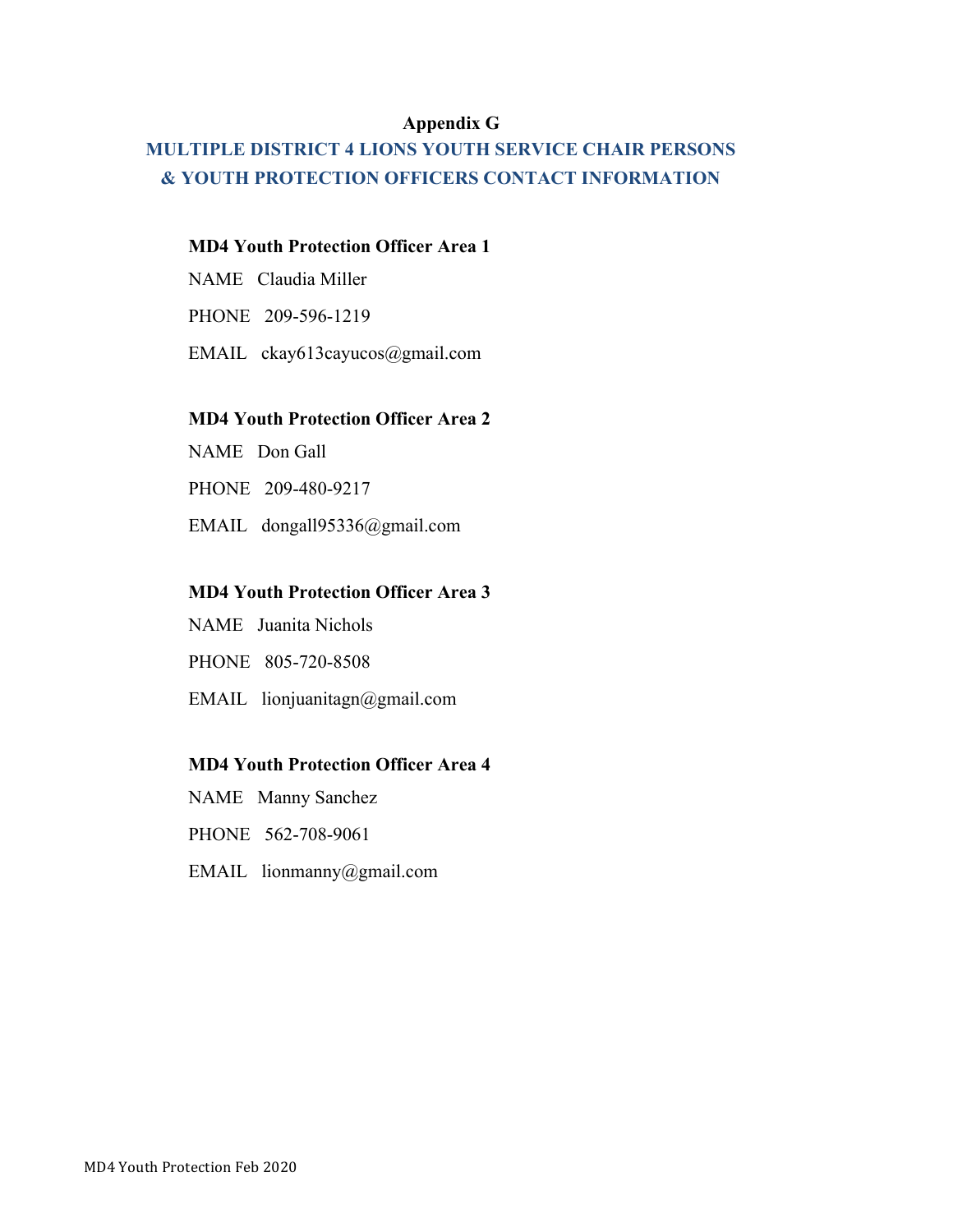**Appendix G**

## MULTIPLE DISTRICT 4 LIONS YOUTH SERVICE CHAIR PERSONS & YOUTH PROTECTION OFFICERS CONTACT INFORMATION

**MD4 Youth Protection Officer Area 1**

NAME Claudia Miller

PHONE 209-596-1219

EMAIL ckay613cayucos@gmail.com

**MD4 Youth Protection Officer Area 2**

NAME Don Gall

PHONE 209-480-9217

EMAIL dongall95336@gmail.com

**MD4 Youth Protection Officer Area 3**

NAME Juanita Nichols

PHONE 805-720-8508

EMAIL lionjuanitagn@gmail.com

**MD4 Youth Protection Officer Area 4**

NAME Manny Sanchez

PHONE 562-708-9061

EMAIL lionmanny@gmail.com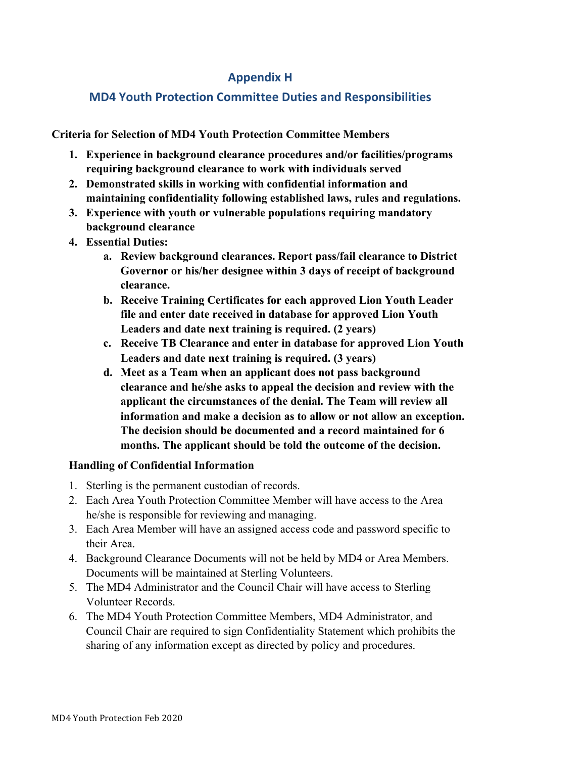# Appendix H

## MD4 Youth Protection Committee Duties and Responsibilities

**Criteria for Selection of MD4 Youth Protection Committee Members**

1. **Experience in background clearance procedures and/or facilities/programs requiring background clearance to work with individuals served**
2. **Demonstrated skills in working with confidential information and maintaining confidentiality following established laws, rules and regulations.**
3. **Experience with youth or vulnerable populations requiring mandatory background clearance**
4. **Essential Duties:**
   a. **Review background clearances. Report pass/fail clearance to District Governor or his/her designee within 3 days of receipt of background clearance.**
   b. **Receive Training Certificates for each approved Lion Youth Leader file and enter date received in database for approved Lion Youth Leaders and date next training is required. (2 years)**
   c. **Receive TB Clearance and enter in database for approved Lion Youth Leaders and date next training is required. (3 years)**
   d. **Meet as a Team when an applicant does not pass background clearance and he/she asks to appeal the decision and review with the applicant the circumstances of the denial. The Team will review all information and make a decision as to allow or not allow an exception. The decision should be documented and a record maintained for 6 months. The applicant should be told the outcome of the decision.**

**Handling of Confidential Information**

1. Sterling is the permanent custodian of records.
2. Each Area Youth Protection Committee Member will have access to the Area he/she is responsible for reviewing and managing.
3. Each Area Member will have an assigned access code and password specific to their Area.
4. Background Clearance Documents will not be held by MD4 or Area Members. Documents will be maintained at Sterling Volunteers.
5. The MD4 Administrator and the Council Chair will have access to Sterling Volunteer Records.
6. The MD4 Youth Protection Committee Members, MD4 Administrator, and Council Chair are required to sign Confidentiality Statement which prohibits the sharing of any information except as directed by policy and procedures.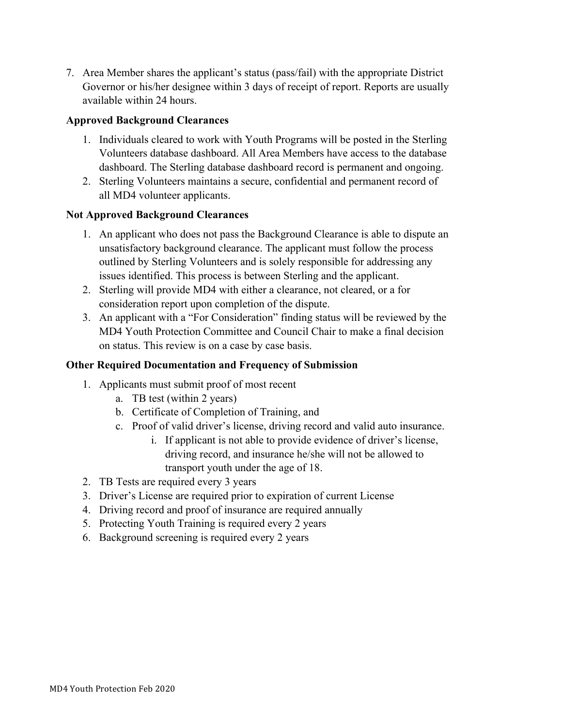7. Area Member shares the applicant's status (pass/fail) with the appropriate District Governor or his/her designee within 3 days of receipt of report. Reports are usually available within 24 hours.

**Approved Background Clearances**

1. Individuals cleared to work with Youth Programs will be posted in the Sterling Volunteers database dashboard. All Area Members have access to the database dashboard. The Sterling database dashboard record is permanent and ongoing.
2. Sterling Volunteers maintains a secure, confidential and permanent record of all MD4 volunteer applicants.

**Not Approved Background Clearances**

1. An applicant who does not pass the Background Clearance is able to dispute an unsatisfactory background clearance. The applicant must follow the process outlined by Sterling Volunteers and is solely responsible for addressing any issues identified. This process is between Sterling and the applicant.
2. Sterling will provide MD4 with either a clearance, not cleared, or a for consideration report upon completion of the dispute.
3. An applicant with a "For Consideration" finding status will be reviewed by the MD4 Youth Protection Committee and Council Chair to make a final decision on status. This review is on a case by case basis.

**Other Required Documentation and Frequency of Submission**

1. Applicants must submit proof of most recent
   a. TB test (within 2 years)
   b. Certificate of Completion of Training, and
   c. Proof of valid driver's license, driving record and valid auto insurance.
      i. If applicant is not able to provide evidence of driver's license, driving record, and insurance he/she will not be allowed to transport youth under the age of 18.
2. TB Tests are required every 3 years
3. Driver's License are required prior to expiration of current License
4. Driving record and proof of insurance are required annually
5. Protecting Youth Training is required every 2 years
6. Background screening is required every 2 years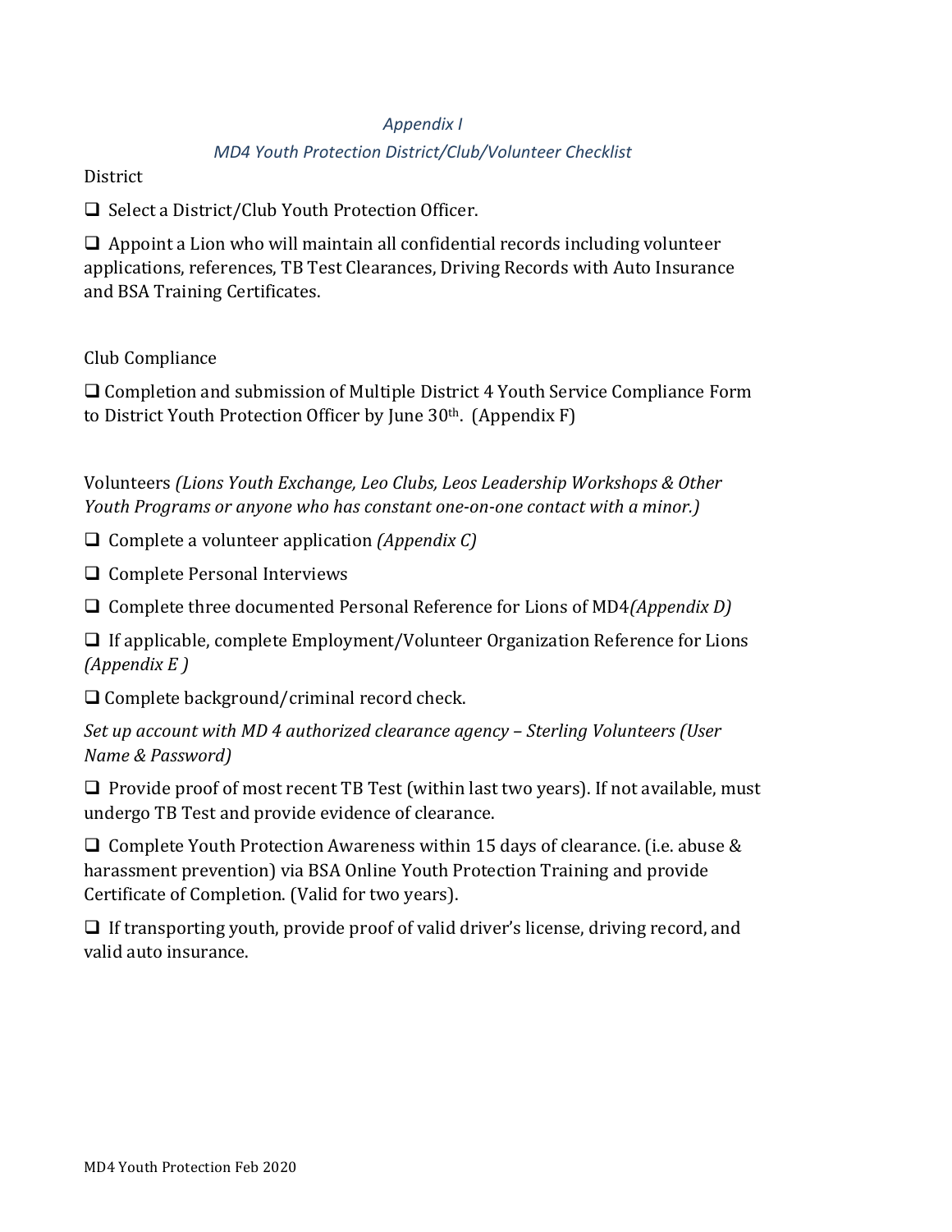*Appendix I*

*MD4 Youth Protection District/Club/Volunteer Checklist*

District

- ❑ Select a District/Club Youth Protection Officer.
- ❑ Appoint a Lion who will maintain all confidential records including volunteer applications, references, TB Test Clearances, Driving Records with Auto Insurance and BSA Training Certificates.

Club Compliance

- ❑ Completion and submission of Multiple District 4 Youth Service Compliance Form to District Youth Protection Officer by June 30th. (Appendix F)

Volunteers *(Lions Youth Exchange, Leo Clubs, Leos Leadership Workshops & Other Youth Programs or anyone who has constant one-on-one contact with a minor.)*

- ❑ Complete a volunteer application *(Appendix C)*
- ❑ Complete Personal Interviews
- ❑ Complete three documented Personal Reference for Lions of MD4*(Appendix D)*
- ❑ If applicable, complete Employment/Volunteer Organization Reference for Lions *(Appendix E )*
- ❑ Complete background/criminal record check.

*Set up account with MD 4 authorized clearance agency – Sterling Volunteers (User Name & Password)*

- ❑ Provide proof of most recent TB Test (within last two years). If not available, must undergo TB Test and provide evidence of clearance.
- ❑ Complete Youth Protection Awareness within 15 days of clearance. (i.e. abuse & harassment prevention) via BSA Online Youth Protection Training and provide Certificate of Completion. (Valid for two years).
- ❑ If transporting youth, provide proof of valid driver's license, driving record, and valid auto insurance.